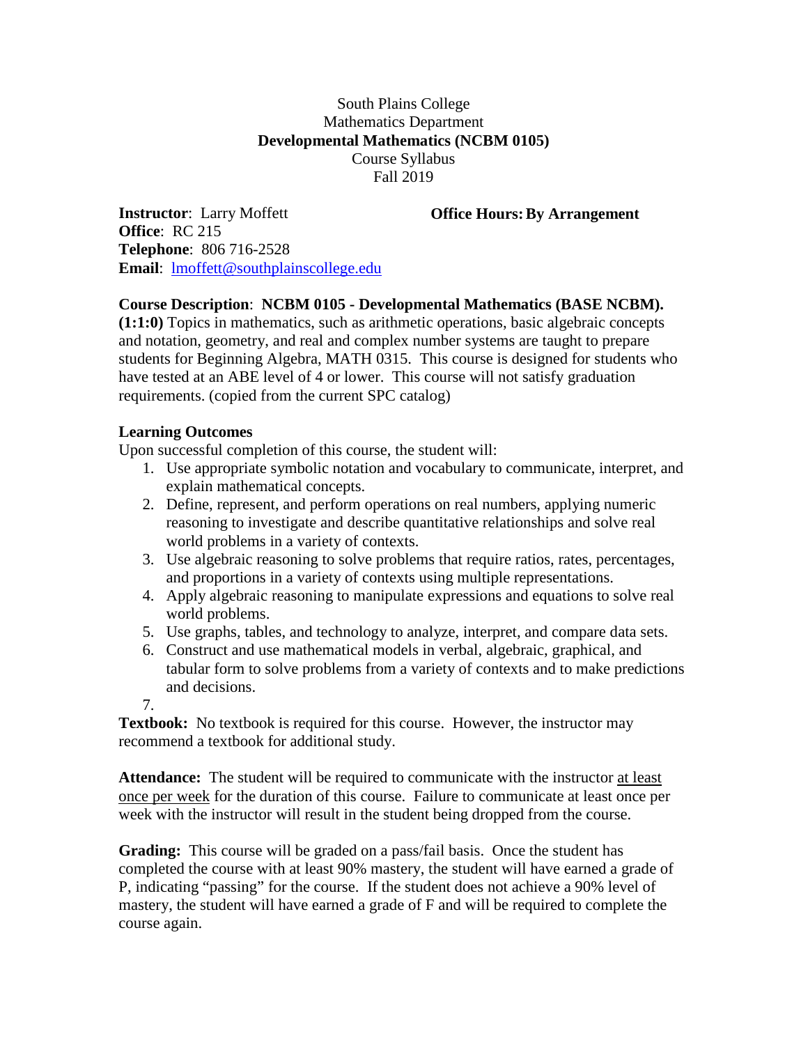South Plains College
Mathematics Department
**Developmental Mathematics (NCBM 0105)**
Course Syllabus
Fall 2019

**Instructor**: Larry Moffett
**Office**: RC 215
**Telephone**: 806 716-2528
**Email**: lmoffett@southplainscollege.edu

**Office Hours: By Arrangement**

**Course Description**: **NCBM 0105 - Developmental Mathematics (BASE NCBM). (1:1:0)** Topics in mathematics, such as arithmetic operations, basic algebraic concepts and notation, geometry, and real and complex number systems are taught to prepare students for Beginning Algebra, MATH 0315. This course is designed for students who have tested at an ABE level of 4 or lower. This course will not satisfy graduation requirements. (copied from the current SPC catalog)

**Learning Outcomes**

Upon successful completion of this course, the student will:

1. Use appropriate symbolic notation and vocabulary to communicate, interpret, and explain mathematical concepts.
2. Define, represent, and perform operations on real numbers, applying numeric reasoning to investigate and describe quantitative relationships and solve real world problems in a variety of contexts.
3. Use algebraic reasoning to solve problems that require ratios, rates, percentages, and proportions in a variety of contexts using multiple representations.
4. Apply algebraic reasoning to manipulate expressions and equations to solve real world problems.
5. Use graphs, tables, and technology to analyze, interpret, and compare data sets.
6. Construct and use mathematical models in verbal, algebraic, graphical, and tabular form to solve problems from a variety of contexts and to make predictions and decisions.
7.

**Textbook:** No textbook is required for this course. However, the instructor may recommend a textbook for additional study.

**Attendance:** The student will be required to communicate with the instructor at least once per week for the duration of this course. Failure to communicate at least once per week with the instructor will result in the student being dropped from the course.

**Grading:** This course will be graded on a pass/fail basis. Once the student has completed the course with at least 90% mastery, the student will have earned a grade of P, indicating "passing" for the course. If the student does not achieve a 90% level of mastery, the student will have earned a grade of F and will be required to complete the course again.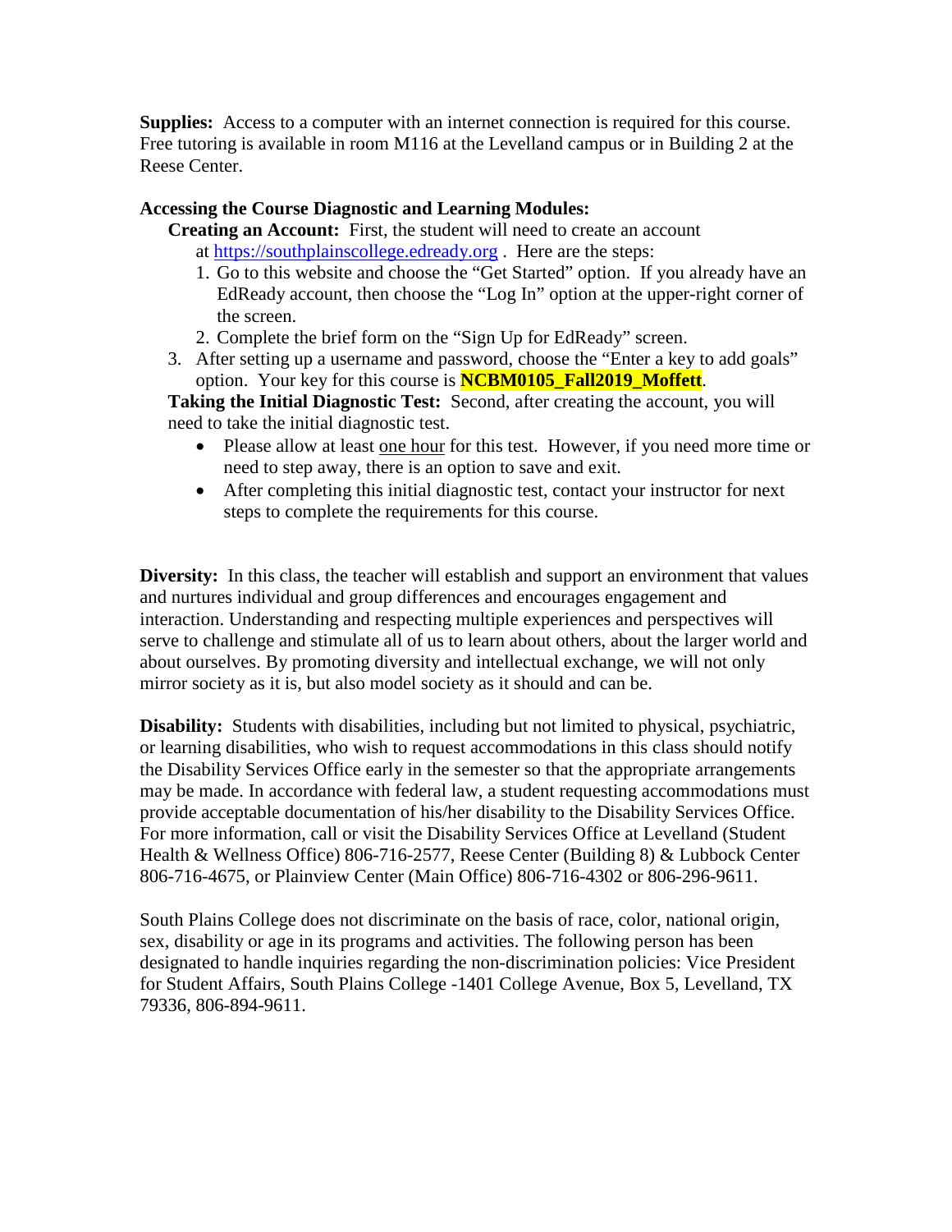**Supplies:** Access to a computer with an internet connection is required for this course. Free tutoring is available in room M116 at the Levelland campus or in Building 2 at the Reese Center.

**Accessing the Course Diagnostic and Learning Modules:**

**Creating an Account:** First, the student will need to create an account at https://southplainscollege.edready.org . Here are the steps:

1. Go to this website and choose the "Get Started" option. If you already have an EdReady account, then choose the "Log In" option at the upper-right corner of the screen.
2. Complete the brief form on the "Sign Up for EdReady" screen.
3. After setting up a username and password, choose the "Enter a key to add goals" option. Your key for this course is **NCBM0105_Fall2019_Moffett**.

**Taking the Initial Diagnostic Test:** Second, after creating the account, you will need to take the initial diagnostic test.

- Please allow at least one hour for this test. However, if you need more time or need to step away, there is an option to save and exit.
- After completing this initial diagnostic test, contact your instructor for next steps to complete the requirements for this course.

**Diversity:** In this class, the teacher will establish and support an environment that values and nurtures individual and group differences and encourages engagement and interaction. Understanding and respecting multiple experiences and perspectives will serve to challenge and stimulate all of us to learn about others, about the larger world and about ourselves. By promoting diversity and intellectual exchange, we will not only mirror society as it is, but also model society as it should and can be.

**Disability:** Students with disabilities, including but not limited to physical, psychiatric, or learning disabilities, who wish to request accommodations in this class should notify the Disability Services Office early in the semester so that the appropriate arrangements may be made. In accordance with federal law, a student requesting accommodations must provide acceptable documentation of his/her disability to the Disability Services Office. For more information, call or visit the Disability Services Office at Levelland (Student Health & Wellness Office) 806-716-2577, Reese Center (Building 8) & Lubbock Center 806-716-4675, or Plainview Center (Main Office) 806-716-4302 or 806-296-9611.

South Plains College does not discriminate on the basis of race, color, national origin, sex, disability or age in its programs and activities. The following person has been designated to handle inquiries regarding the non-discrimination policies: Vice President for Student Affairs, South Plains College -1401 College Avenue, Box 5, Levelland, TX 79336, 806-894-9611.